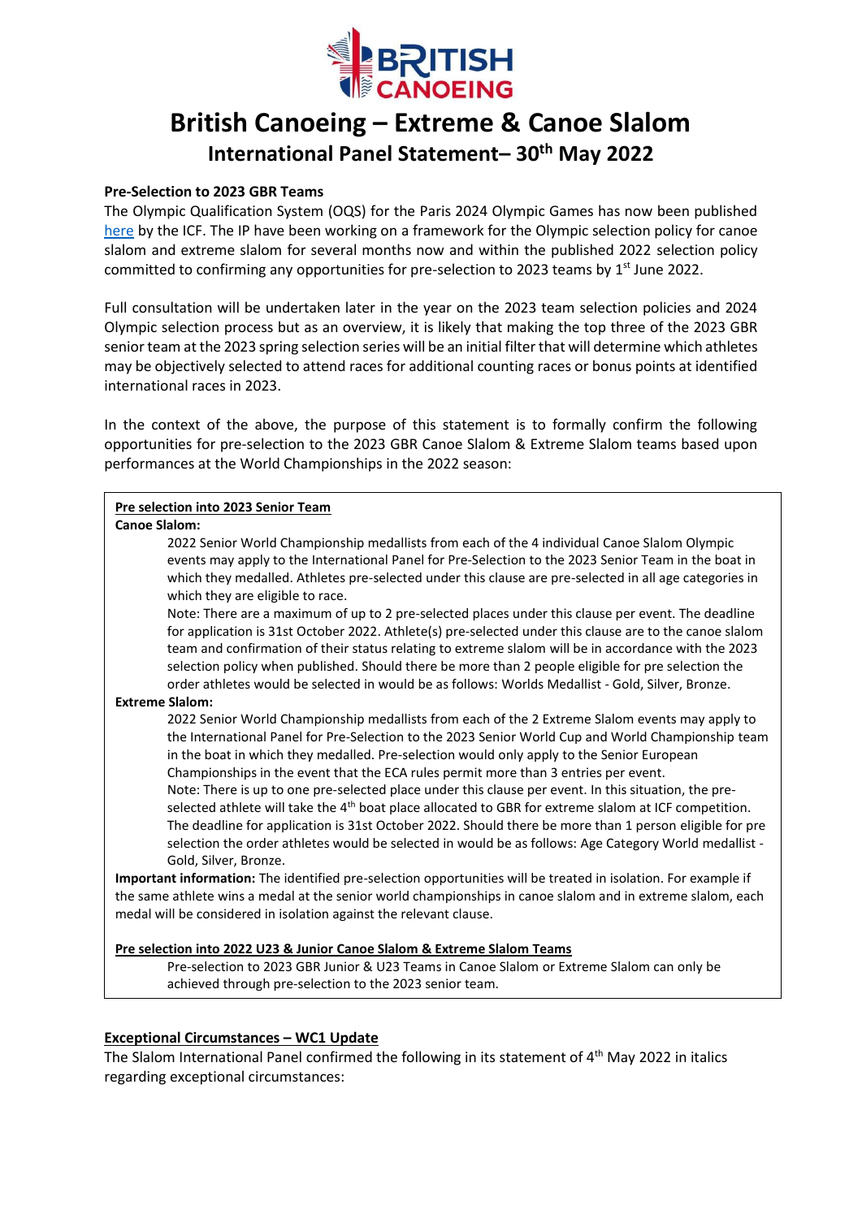# British Canoeing – Extreme & Canoe Slalom

## International Panel Statement– 30th May 2022

**Pre-Selection to 2023 GBR Teams**

The Olympic Qualification System (OQS) for the Paris 2024 Olympic Games has now been published here by the ICF. The IP have been working on a framework for the Olympic selection policy for canoe slalom and extreme slalom for several months now and within the published 2022 selection policy committed to confirming any opportunities for pre-selection to 2023 teams by 1st June 2022.

Full consultation will be undertaken later in the year on the 2023 team selection policies and 2024 Olympic selection process but as an overview, it is likely that making the top three of the 2023 GBR senior team at the 2023 spring selection series will be an initial filter that will determine which athletes may be objectively selected to attend races for additional counting races or bonus points at identified international races in 2023.

In the context of the above, the purpose of this statement is to formally confirm the following opportunities for pre-selection to the 2023 GBR Canoe Slalom & Extreme Slalom teams based upon performances at the World Championships in the 2022 season:

**Pre selection into 2023 Senior Team**

**Canoe Slalom:**

2022 Senior World Championship medallists from each of the 4 individual Canoe Slalom Olympic events may apply to the International Panel for Pre-Selection to the 2023 Senior Team in the boat in which they medalled. Athletes pre-selected under this clause are pre-selected in all age categories in which they are eligible to race.

Note: There are a maximum of up to 2 pre-selected places under this clause per event. The deadline for application is 31st October 2022. Athlete(s) pre-selected under this clause are to the canoe slalom team and confirmation of their status relating to extreme slalom will be in accordance with the 2023 selection policy when published. Should there be more than 2 people eligible for pre selection the order athletes would be selected in would be as follows: Worlds Medallist - Gold, Silver, Bronze.

**Extreme Slalom:**

2022 Senior World Championship medallists from each of the 2 Extreme Slalom events may apply to the International Panel for Pre-Selection to the 2023 Senior World Cup and World Championship team in the boat in which they medalled. Pre-selection would only apply to the Senior European Championships in the event that the ECA rules permit more than 3 entries per event.

Note: There is up to one pre-selected place under this clause per event. In this situation, the pre-selected athlete will take the 4th boat place allocated to GBR for extreme slalom at ICF competition. The deadline for application is 31st October 2022. Should there be more than 1 person eligible for pre selection the order athletes would be selected in would be as follows: Age Category World medallist - Gold, Silver, Bronze.

**Important information:** The identified pre-selection opportunities will be treated in isolation. For example if the same athlete wins a medal at the senior world championships in canoe slalom and in extreme slalom, each medal will be considered in isolation against the relevant clause.

**Pre selection into 2022 U23 & Junior Canoe Slalom & Extreme Slalom Teams**

Pre-selection to 2023 GBR Junior & U23 Teams in Canoe Slalom or Extreme Slalom can only be achieved through pre-selection to the 2023 senior team.

**Exceptional Circumstances – WC1 Update**

The Slalom International Panel confirmed the following in its statement of 4th May 2022 in italics regarding exceptional circumstances: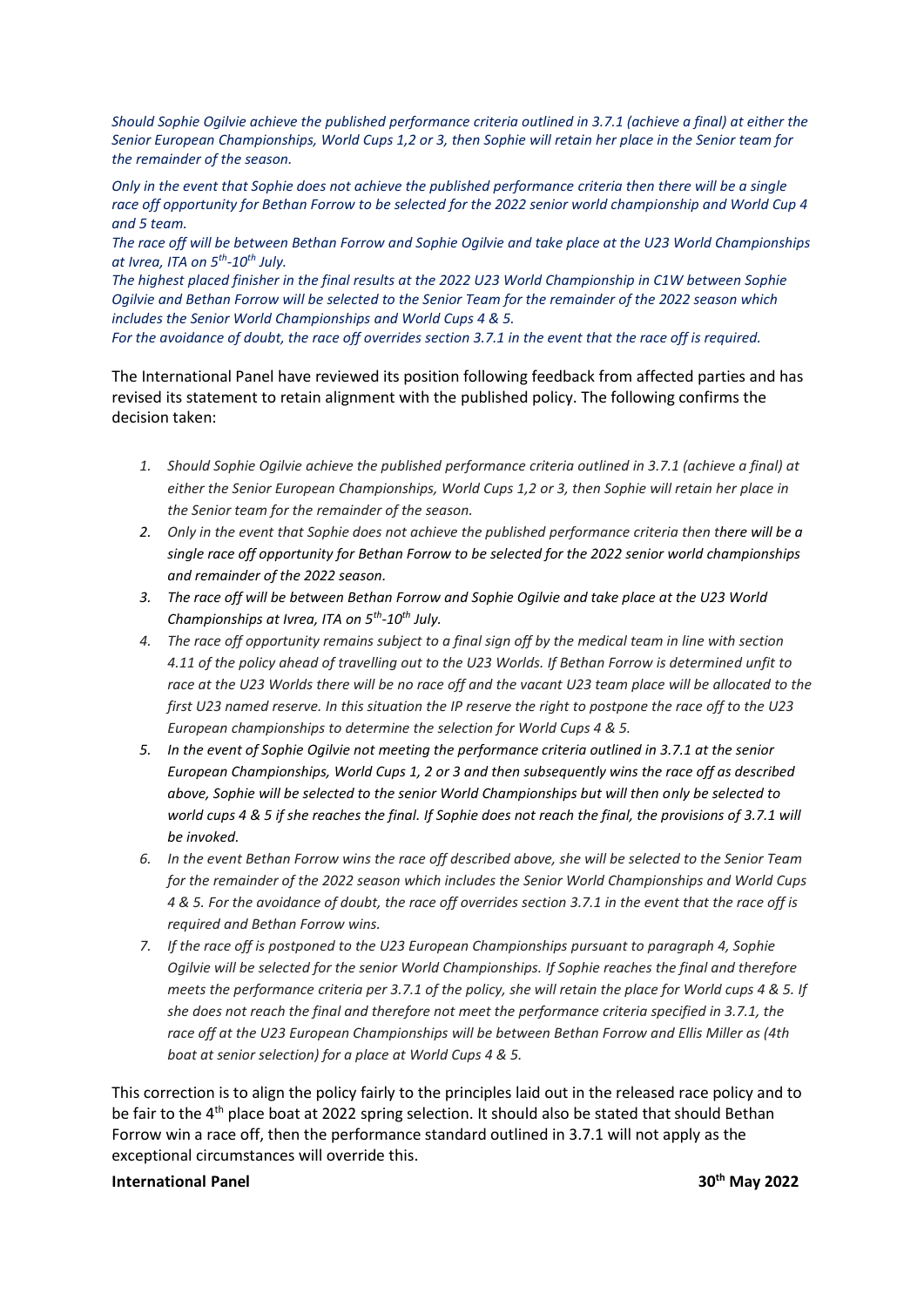*Should Sophie Ogilvie achieve the published performance criteria outlined in 3.7.1 (achieve a final) at either the Senior European Championships, World Cups 1,2 or 3, then Sophie will retain her place in the Senior team for the remainder of the season.*

*Only in the event that Sophie does not achieve the published performance criteria then there will be a single race off opportunity for Bethan Forrow to be selected for the 2022 senior world championship and World Cup 4 and 5 team.*

*The race off will be between Bethan Forrow and Sophie Ogilvie and take place at the U23 World Championships at Ivrea, ITA on 5th-10th July.*

*The highest placed finisher in the final results at the 2022 U23 World Championship in C1W between Sophie Ogilvie and Bethan Forrow will be selected to the Senior Team for the remainder of the 2022 season which includes the Senior World Championships and World Cups 4 & 5.*

*For the avoidance of doubt, the race off overrides section 3.7.1 in the event that the race off is required.*

The International Panel have reviewed its position following feedback from affected parties and has revised its statement to retain alignment with the published policy. The following confirms the decision taken:

1. *Should Sophie Ogilvie achieve the published performance criteria outlined in 3.7.1 (achieve a final) at either the Senior European Championships, World Cups 1,2 or 3, then Sophie will retain her place in the Senior team for the remainder of the season.*
2. *Only in the event that Sophie does not achieve the published performance criteria then there will be a single race off opportunity for Bethan Forrow to be selected for the 2022 senior world championships and remainder of the 2022 season.*
3. *The race off will be between Bethan Forrow and Sophie Ogilvie and take place at the U23 World Championships at Ivrea, ITA on 5th-10th July.*
4. *The race off opportunity remains subject to a final sign off by the medical team in line with section 4.11 of the policy ahead of travelling out to the U23 Worlds. If Bethan Forrow is determined unfit to race at the U23 Worlds there will be no race off and the vacant U23 team place will be allocated to the first U23 named reserve. In this situation the IP reserve the right to postpone the race off to the U23 European championships to determine the selection for World Cups 4 & 5.*
5. *In the event of Sophie Ogilvie not meeting the performance criteria outlined in 3.7.1 at the senior European Championships, World Cups 1, 2 or 3 and then subsequently wins the race off as described above, Sophie will be selected to the senior World Championships but will then only be selected to world cups 4 & 5 if she reaches the final. If Sophie does not reach the final, the provisions of 3.7.1 will be invoked.*
6. *In the event Bethan Forrow wins the race off described above, she will be selected to the Senior Team for the remainder of the 2022 season which includes the Senior World Championships and World Cups 4 & 5. For the avoidance of doubt, the race off overrides section 3.7.1 in the event that the race off is required and Bethan Forrow wins.*
7. *If the race off is postponed to the U23 European Championships pursuant to paragraph 4, Sophie Ogilvie will be selected for the senior World Championships. If Sophie reaches the final and therefore meets the performance criteria per 3.7.1 of the policy, she will retain the place for World cups 4 & 5. If she does not reach the final and therefore not meet the performance criteria specified in 3.7.1, the race off at the U23 European Championships will be between Bethan Forrow and Ellis Miller as (4th boat at senior selection) for a place at World Cups 4 & 5.*

This correction is to align the policy fairly to the principles laid out in the released race policy and to be fair to the 4th place boat at 2022 spring selection. It should also be stated that should Bethan Forrow win a race off, then the performance standard outlined in 3.7.1 will not apply as the exceptional circumstances will override this.

**International Panel** **30th May 2022**